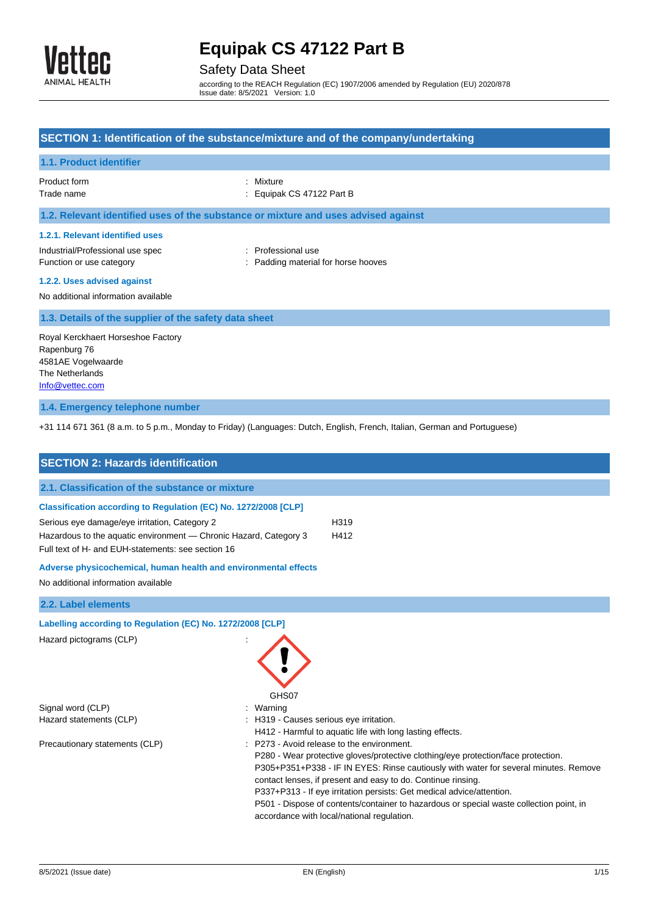# Equipak CS 47122 Part B

Safety Data Sheet

according to the REACH Regulation (EC) 1907/2006 amended by Regulation (EU) 2020/878
Issue date: 8/5/2021 Version: 1.0

## SECTION 1: Identification of the substance/mixture and of the company/undertaking

### 1.1. Product identifier

Product form : Mixture
Trade name : Equipak CS 47122 Part B

### 1.2. Relevant identified uses of the substance or mixture and uses advised against

#### 1.2.1. Relevant identified uses

Industrial/Professional use spec : Professional use
Function or use category : Padding material for horse hooves

#### 1.2.2. Uses advised against

No additional information available

### 1.3. Details of the supplier of the safety data sheet

Royal Kerckhaert Horseshoe Factory
Rapenburg 76
4581AE Vogelwaarde
The Netherlands
Info@vettec.com

### 1.4. Emergency telephone number

+31 114 671 361 (8 a.m. to 5 p.m., Monday to Friday) (Languages: Dutch, English, French, Italian, German and Portuguese)

## SECTION 2: Hazards identification

### 2.1. Classification of the substance or mixture

#### Classification according to Regulation (EC) No. 1272/2008 [CLP]

| | |
|---|---|
| Serious eye damage/eye irritation, Category 2 | H319 |
| Hazardous to the aquatic environment — Chronic Hazard, Category 3 | H412 |

Full text of H- and EUH-statements: see section 16

#### Adverse physicochemical, human health and environmental effects

No additional information available

### 2.2. Label elements

#### Labelling according to Regulation (EC) No. 1272/2008 [CLP]

Hazard pictograms (CLP) :

GHS07

Signal word (CLP) : Warning

Hazard statements (CLP) : H319 - Causes serious eye irritation.
H412 - Harmful to aquatic life with long lasting effects.

Precautionary statements (CLP) : P273 - Avoid release to the environment.
P280 - Wear protective gloves/protective clothing/eye protection/face protection.
P305+P351+P338 - IF IN EYES: Rinse cautiously with water for several minutes. Remove contact lenses, if present and easy to do. Continue rinsing.
P337+P313 - If eye irritation persists: Get medical advice/attention.
P501 - Dispose of contents/container to hazardous or special waste collection point, in accordance with local/national regulation.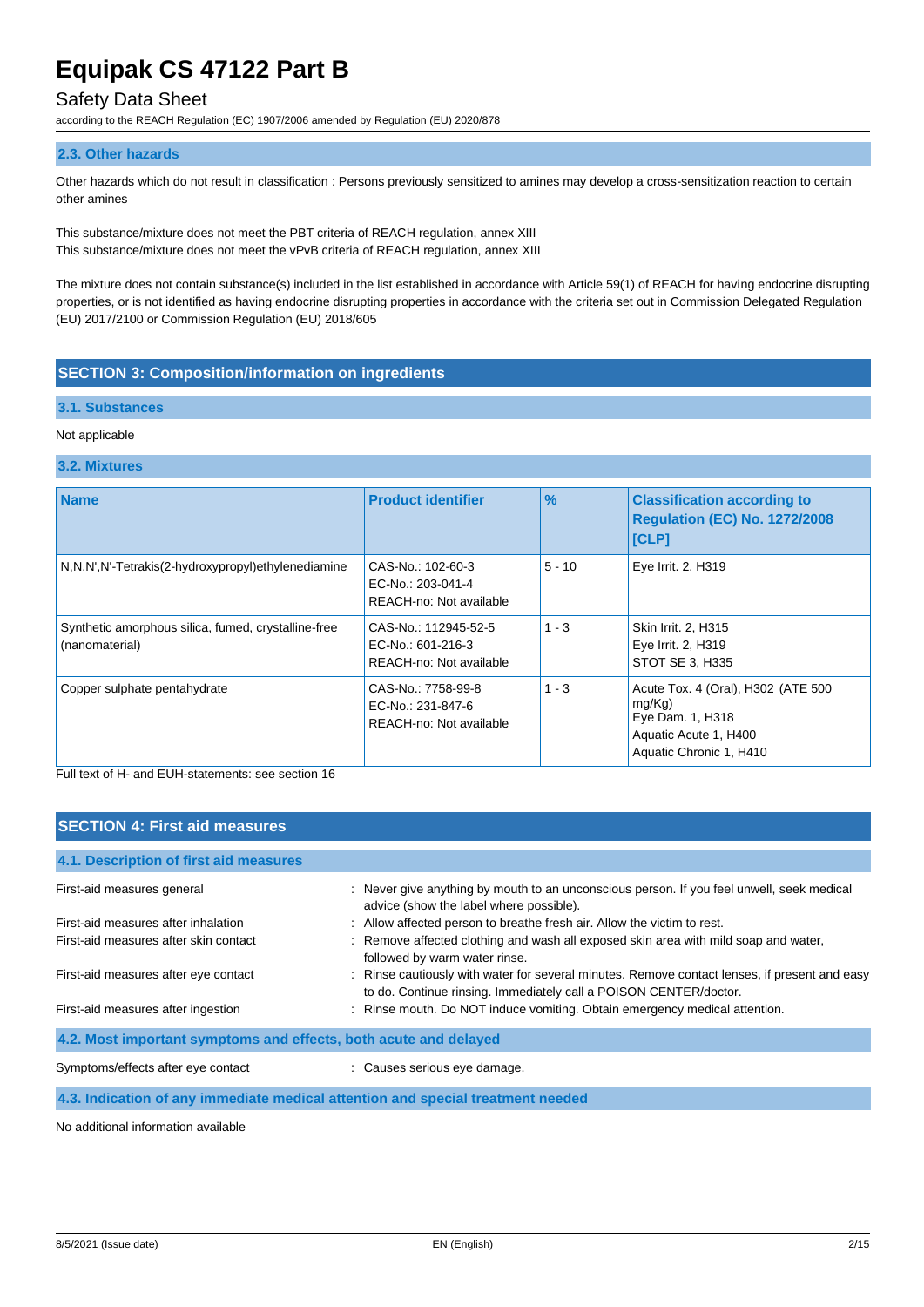### 2.3. Other hazards

Other hazards which do not result in classification : Persons previously sensitized to amines may develop a cross-sensitization reaction to certain other amines

This substance/mixture does not meet the PBT criteria of REACH regulation, annex XIII
This substance/mixture does not meet the vPvB criteria of REACH regulation, annex XIII

The mixture does not contain substance(s) included in the list established in accordance with Article 59(1) of REACH for having endocrine disrupting properties, or is not identified as having endocrine disrupting properties in accordance with the criteria set out in Commission Delegated Regulation (EU) 2017/2100 or Commission Regulation (EU) 2018/605

## SECTION 3: Composition/information on ingredients

### 3.1. Substances

Not applicable

### 3.2. Mixtures

| Name | Product identifier | % | Classification according to Regulation (EC) No. 1272/2008 [CLP] |
|---|---|---|---|
| N,N,N',N'-Tetrakis(2-hydroxypropyl)ethylenediamine | CAS-No.: 102-60-3<br>EC-No.: 203-041-4<br>REACH-no: Not available | 5 - 10 | Eye Irrit. 2, H319 |
| Synthetic amorphous silica, fumed, crystalline-free (nanomaterial) | CAS-No.: 112945-52-5<br>EC-No.: 601-216-3<br>REACH-no: Not available | 1 - 3 | Skin Irrit. 2, H315<br>Eye Irrit. 2, H319<br>STOT SE 3, H335 |
| Copper sulphate pentahydrate | CAS-No.: 7758-99-8<br>EC-No.: 231-847-6<br>REACH-no: Not available | 1 - 3 | Acute Tox. 4 (Oral), H302 (ATE 500 mg/Kg)<br>Eye Dam. 1, H318<br>Aquatic Acute 1, H400<br>Aquatic Chronic 1, H410 |

Full text of H- and EUH-statements: see section 16

## SECTION 4: First aid measures

### 4.1. Description of first aid measures

First-aid measures general : Never give anything by mouth to an unconscious person. If you feel unwell, seek medical advice (show the label where possible).

First-aid measures after inhalation : Allow affected person to breathe fresh air. Allow the victim to rest.

First-aid measures after skin contact : Remove affected clothing and wash all exposed skin area with mild soap and water, followed by warm water rinse.

First-aid measures after eye contact : Rinse cautiously with water for several minutes. Remove contact lenses, if present and easy to do. Continue rinsing. Immediately call a POISON CENTER/doctor.

First-aid measures after ingestion : Rinse mouth. Do NOT induce vomiting. Obtain emergency medical attention.

### 4.2. Most important symptoms and effects, both acute and delayed

Symptoms/effects after eye contact : Causes serious eye damage.

### 4.3. Indication of any immediate medical attention and special treatment needed

No additional information available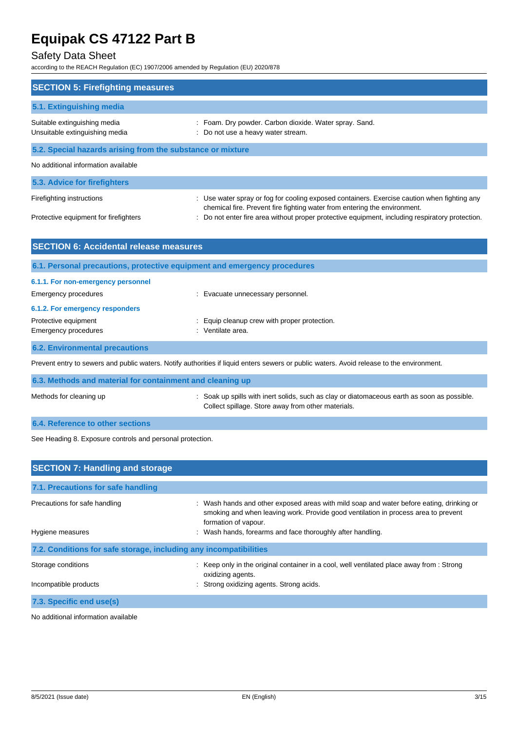## SECTION 5: Firefighting measures

### 5.1. Extinguishing media

| | |
|---|---|
| Suitable extinguishing media | : Foam. Dry powder. Carbon dioxide. Water spray. Sand. |
| Unsuitable extinguishing media | : Do not use a heavy water stream. |

### 5.2. Special hazards arising from the substance or mixture

No additional information available

### 5.3. Advice for firefighters

| | |
|---|---|
| Firefighting instructions | : Use water spray or fog for cooling exposed containers. Exercise caution when fighting any chemical fire. Prevent fire fighting water from entering the environment. |
| Protective equipment for firefighters | : Do not enter fire area without proper protective equipment, including respiratory protection. |

## SECTION 6: Accidental release measures

### 6.1. Personal precautions, protective equipment and emergency procedures

#### 6.1.1. For non-emergency personnel

| | |
|---|---|
| Emergency procedures | : Evacuate unnecessary personnel. |

#### 6.1.2. For emergency responders

| | |
|---|---|
| Protective equipment | : Equip cleanup crew with proper protection. |
| Emergency procedures | : Ventilate area. |

### 6.2. Environmental precautions

Prevent entry to sewers and public waters. Notify authorities if liquid enters sewers or public waters. Avoid release to the environment.

### 6.3. Methods and material for containment and cleaning up

| | |
|---|---|
| Methods for cleaning up | : Soak up spills with inert solids, such as clay or diatomaceous earth as soon as possible. Collect spillage. Store away from other materials. |

### 6.4. Reference to other sections

See Heading 8. Exposure controls and personal protection.

## SECTION 7: Handling and storage

### 7.1. Precautions for safe handling

| | |
|---|---|
| Precautions for safe handling | : Wash hands and other exposed areas with mild soap and water before eating, drinking or smoking and when leaving work. Provide good ventilation in process area to prevent formation of vapour. |
| Hygiene measures | : Wash hands, forearms and face thoroughly after handling. |

### 7.2. Conditions for safe storage, including any incompatibilities

| | |
|---|---|
| Storage conditions | : Keep only in the original container in a cool, well ventilated place away from : Strong oxidizing agents. |
| Incompatible products | : Strong oxidizing agents. Strong acids. |

### 7.3. Specific end use(s)

No additional information available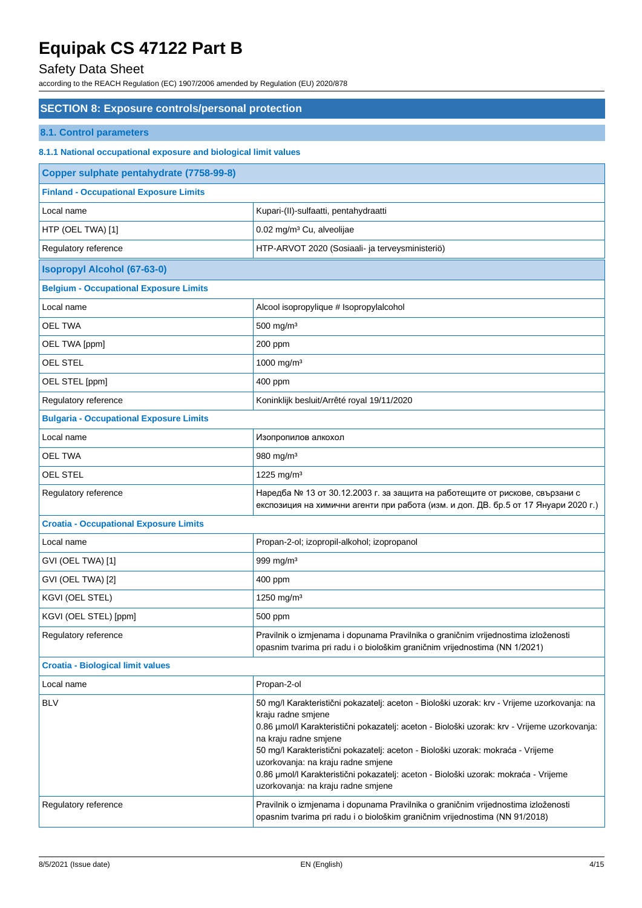# Equipak CS 47122 Part B

Safety Data Sheet

according to the REACH Regulation (EC) 1907/2006 amended by Regulation (EU) 2020/878

## SECTION 8: Exposure controls/personal protection

### 8.1. Control parameters

#### 8.1.1 National occupational exposure and biological limit values

| Copper sulphate pentahydrate (7758-99-8) | |
|---|---|
| **Finland - Occupational Exposure Limits** | |
| Local name | Kupari-(II)-sulfaatti, pentahydraatti |
| HTP (OEL TWA) [1] | 0.02 mg/m³ Cu, alveolijae |
| Regulatory reference | HTP-ARVOT 2020 (Sosiaali- ja terveysministeriö) |
| **Isopropyl Alcohol (67-63-0)** | |
| **Belgium - Occupational Exposure Limits** | |
| Local name | Alcool isopropylique # Isopropylalcohol |
| OEL TWA | 500 mg/m³ |
| OEL TWA [ppm] | 200 ppm |
| OEL STEL | 1000 mg/m³ |
| OEL STEL [ppm] | 400 ppm |
| Regulatory reference | Koninklijk besluit/Arrêté royal 19/11/2020 |
| **Bulgaria - Occupational Exposure Limits** | |
| Local name | Изопропилов алкохол |
| OEL TWA | 980 mg/m³ |
| OEL STEL | 1225 mg/m³ |
| Regulatory reference | Наредба № 13 от 30.12.2003 г. за защита на работещите от рискове, свързани с експозиция на химични агенти при работа (изм. и доп. ДВ. бр.5 от 17 Януари 2020 г.) |
| **Croatia - Occupational Exposure Limits** | |
| Local name | Propan-2-ol; izopropil-alkohol; izopropanol |
| GVI (OEL TWA) [1] | 999 mg/m³ |
| GVI (OEL TWA) [2] | 400 ppm |
| KGVI (OEL STEL) | 1250 mg/m³ |
| KGVI (OEL STEL) [ppm] | 500 ppm |
| Regulatory reference | Pravilnik o izmjenama i dopunama Pravilnika o graničnim vrijednostima izloženosti opasnim tvarima pri radu i o biološkim graničnim vrijednostima (NN 1/2021) |
| **Croatia - Biological limit values** | |
| Local name | Propan-2-ol |
| BLV | 50 mg/l Karakteristični pokazatelj: aceton - Biološki uzorak: krv - Vrijeme uzorkovanja: na kraju radne smjene<br>0.86 µmol/l Karakteristični pokazatelj: aceton - Biološki uzorak: krv - Vrijeme uzorkovanja: na kraju radne smjene<br>50 mg/l Karakteristični pokazatelj: aceton - Biološki uzorak: mokraća - Vrijeme uzorkovanja: na kraju radne smjene<br>0.86 µmol/l Karakteristični pokazatelj: aceton - Biološki uzorak: mokraća - Vrijeme uzorkovanja: na kraju radne smjene |
| Regulatory reference | Pravilnik o izmjenama i dopunama Pravilnika o graničnim vrijednostima izloženosti opasnim tvarima pri radu i o biološkim graničnim vrijednostima (NN 91/2018) |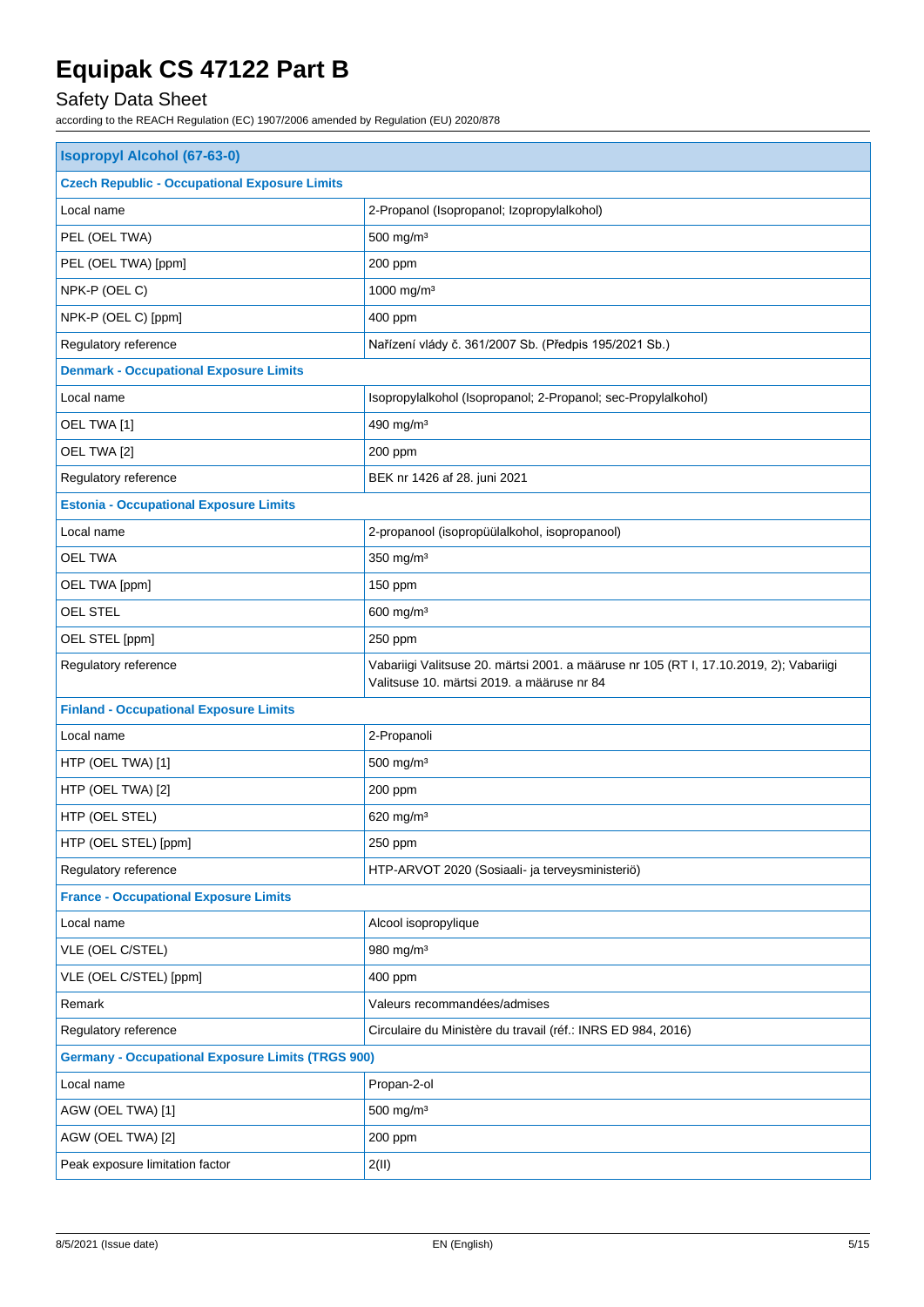| Isopropyl Alcohol (67-63-0) | |
|---|---|
| **Czech Republic - Occupational Exposure Limits** | |
| Local name | 2-Propanol (Isopropanol; Izopropylalkohol) |
| PEL (OEL TWA) | 500 mg/m³ |
| PEL (OEL TWA) [ppm] | 200 ppm |
| NPK-P (OEL C) | 1000 mg/m³ |
| NPK-P (OEL C) [ppm] | 400 ppm |
| Regulatory reference | Nařízení vlády č. 361/2007 Sb. (Předpis 195/2021 Sb.) |
| **Denmark - Occupational Exposure Limits** | |
| Local name | Isopropylalkohol (Isopropanol; 2-Propanol; sec-Propylalkohol) |
| OEL TWA [1] | 490 mg/m³ |
| OEL TWA [2] | 200 ppm |
| Regulatory reference | BEK nr 1426 af 28. juni 2021 |
| **Estonia - Occupational Exposure Limits** | |
| Local name | 2-propanool (isopropüülalkohol, isopropanool) |
| OEL TWA | 350 mg/m³ |
| OEL TWA [ppm] | 150 ppm |
| OEL STEL | 600 mg/m³ |
| OEL STEL [ppm] | 250 ppm |
| Regulatory reference | Vabariigi Valitsuse 20. märtsi 2001. a määruse nr 105 (RT I, 17.10.2019, 2); Vabariigi Valitsuse 10. märtsi 2019. a määruse nr 84 |
| **Finland - Occupational Exposure Limits** | |
| Local name | 2-Propanoli |
| HTP (OEL TWA) [1] | 500 mg/m³ |
| HTP (OEL TWA) [2] | 200 ppm |
| HTP (OEL STEL) | 620 mg/m³ |
| HTP (OEL STEL) [ppm] | 250 ppm |
| Regulatory reference | HTP-ARVOT 2020 (Sosiaali- ja terveysministeriö) |
| **France - Occupational Exposure Limits** | |
| Local name | Alcool isopropylique |
| VLE (OEL C/STEL) | 980 mg/m³ |
| VLE (OEL C/STEL) [ppm] | 400 ppm |
| Remark | Valeurs recommandées/admises |
| Regulatory reference | Circulaire du Ministère du travail (réf.: INRS ED 984, 2016) |
| **Germany - Occupational Exposure Limits (TRGS 900)** | |
| Local name | Propan-2-ol |
| AGW (OEL TWA) [1] | 500 mg/m³ |
| AGW (OEL TWA) [2] | 200 ppm |
| Peak exposure limitation factor | 2(II) |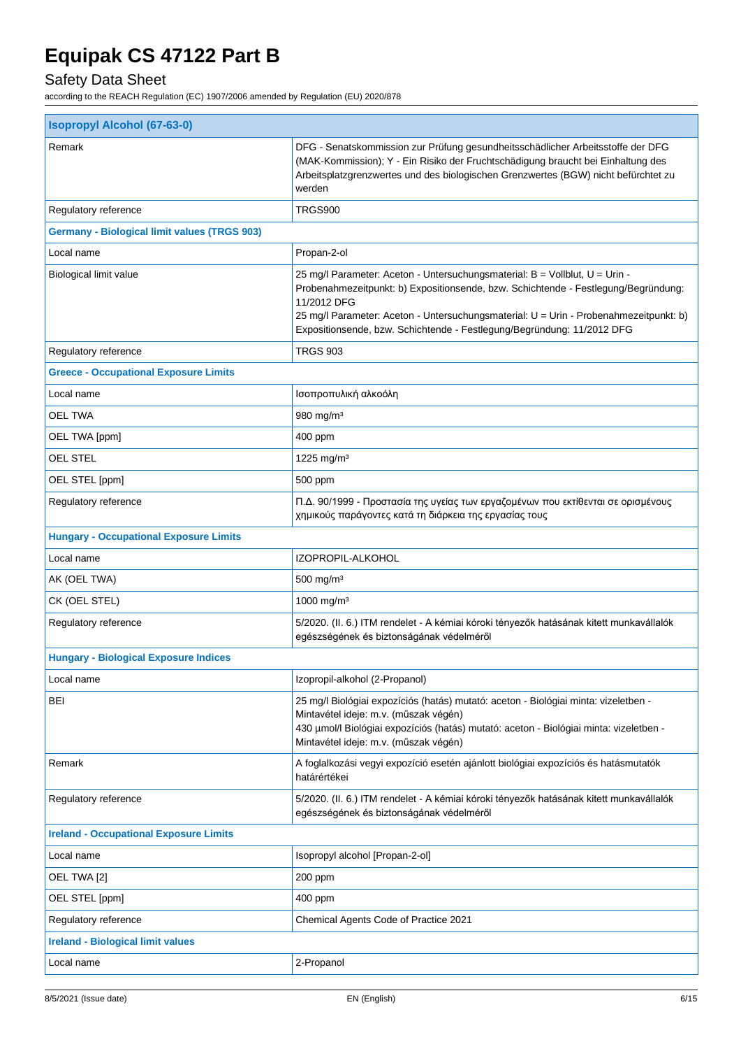| Isopropyl Alcohol (67-63-0) | |
|---|---|
| Remark | DFG - Senatskommission zur Prüfung gesundheitsschädlicher Arbeitsstoffe der DFG (MAK-Kommission); Y - Ein Risiko der Fruchtschädigung braucht bei Einhaltung des Arbeitsplatzgrenzwertes und des biologischen Grenzwertes (BGW) nicht befürchtet zu werden |
| Regulatory reference | TRGS900 |
| **Germany - Biological limit values (TRGS 903)** | |
| Local name | Propan-2-ol |
| Biological limit value | 25 mg/l Parameter: Aceton - Untersuchungsmaterial: B = Vollblut, U = Urin - Probenahmezeitpunkt: b) Expositionsende, bzw. Schichtende - Festlegung/Begründung: 11/2012 DFG<br>25 mg/l Parameter: Aceton - Untersuchungsmaterial: U = Urin - Probenahmezeitpunkt: b) Expositionsende, bzw. Schichtende - Festlegung/Begründung: 11/2012 DFG |
| Regulatory reference | TRGS 903 |
| **Greece - Occupational Exposure Limits** | |
| Local name | Ισοπροπυλική αλκοόλη |
| OEL TWA | 980 mg/m³ |
| OEL TWA [ppm] | 400 ppm |
| OEL STEL | 1225 mg/m³ |
| OEL STEL [ppm] | 500 ppm |
| Regulatory reference | Π.Δ. 90/1999 - Προστασία της υγείας των εργαζομένων που εκτίθενται σε ορισμένους χημικούς παράγοντες κατά τη διάρκεια της εργασίας τους |
| **Hungary - Occupational Exposure Limits** | |
| Local name | IZOPROPIL-ALKOHOL |
| AK (OEL TWA) | 500 mg/m³ |
| CK (OEL STEL) | 1000 mg/m³ |
| Regulatory reference | 5/2020. (II. 6.) ITM rendelet - A kémiai kóroki tényezők hatásának kitett munkavállalók egészségének és biztonságának védelméről |
| **Hungary - Biological Exposure Indices** | |
| Local name | Izopropil-alkohol (2-Propanol) |
| BEI | 25 mg/l Biológiai expozíciós (hatás) mutató: aceton - Biológiai minta: vizeletben - Mintavétel ideje: m.v. (műszak végén)<br>430 µmol/l Biológiai expozíciós (hatás) mutató: aceton - Biológiai minta: vizeletben - Mintavétel ideje: m.v. (műszak végén) |
| Remark | A foglalkozási vegyi expozíció esetén ajánlott biológiai expozíciós és hatásmutatók határértékei |
| Regulatory reference | 5/2020. (II. 6.) ITM rendelet - A kémiai kóroki tényezők hatásának kitett munkavállalók egészségének és biztonságának védelméről |
| **Ireland - Occupational Exposure Limits** | |
| Local name | Isopropyl alcohol [Propan-2-ol] |
| OEL TWA [2] | 200 ppm |
| OEL STEL [ppm] | 400 ppm |
| Regulatory reference | Chemical Agents Code of Practice 2021 |
| **Ireland - Biological limit values** | |
| Local name | 2-Propanol |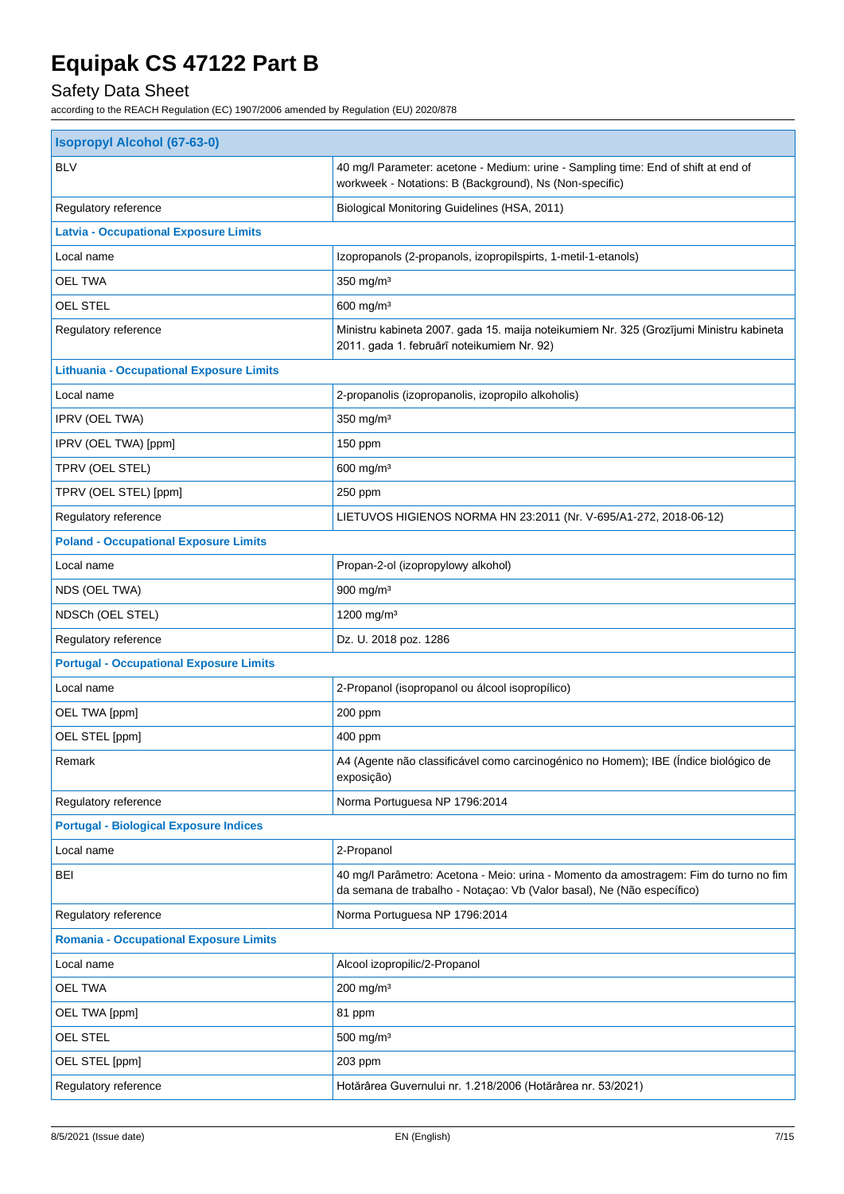| Isopropyl Alcohol (67-63-0) | |
|---|---|
| BLV | 40 mg/l Parameter: acetone - Medium: urine - Sampling time: End of shift at end of workweek - Notations: B (Background), Ns (Non-specific) |
| Regulatory reference | Biological Monitoring Guidelines (HSA, 2011) |
| **Latvia - Occupational Exposure Limits** | |
| Local name | Izopropanols (2-propanols, izopropilspirts, 1-metil-1-etanols) |
| OEL TWA | 350 mg/m³ |
| OEL STEL | 600 mg/m³ |
| Regulatory reference | Ministru kabineta 2007. gada 15. maija noteikumiem Nr. 325 (Grozījumi Ministru kabineta 2011. gada 1. februārī noteikumiem Nr. 92) |
| **Lithuania - Occupational Exposure Limits** | |
| Local name | 2-propanolis (izopropanolis, izopropilo alkoholis) |
| IPRV (OEL TWA) | 350 mg/m³ |
| IPRV (OEL TWA) [ppm] | 150 ppm |
| TPRV (OEL STEL) | 600 mg/m³ |
| TPRV (OEL STEL) [ppm] | 250 ppm |
| Regulatory reference | LIETUVOS HIGIENOS NORMA HN 23:2011 (Nr. V-695/A1-272, 2018-06-12) |
| **Poland - Occupational Exposure Limits** | |
| Local name | Propan-2-ol (izopropylowy alkohol) |
| NDS (OEL TWA) | 900 mg/m³ |
| NDSCh (OEL STEL) | 1200 mg/m³ |
| Regulatory reference | Dz. U. 2018 poz. 1286 |
| **Portugal - Occupational Exposure Limits** | |
| Local name | 2-Propanol (isopropanol ou álcool isopropílico) |
| OEL TWA [ppm] | 200 ppm |
| OEL STEL [ppm] | 400 ppm |
| Remark | A4 (Agente não classificável como carcinogénico no Homem); IBE (Índice biológico de exposição) |
| Regulatory reference | Norma Portuguesa NP 1796:2014 |
| **Portugal - Biological Exposure Indices** | |
| Local name | 2-Propanol |
| BEI | 40 mg/l Parâmetro: Acetona - Meio: urina - Momento da amostragem: Fim do turno no fim da semana de trabalho - Notaçao: Vb (Valor basal), Ne (Não específico) |
| Regulatory reference | Norma Portuguesa NP 1796:2014 |
| **Romania - Occupational Exposure Limits** | |
| Local name | Alcool izopropilic/2-Propanol |
| OEL TWA | 200 mg/m³ |
| OEL TWA [ppm] | 81 ppm |
| OEL STEL | 500 mg/m³ |
| OEL STEL [ppm] | 203 ppm |
| Regulatory reference | Hotărârea Guvernului nr. 1.218/2006 (Hotărârea nr. 53/2021) |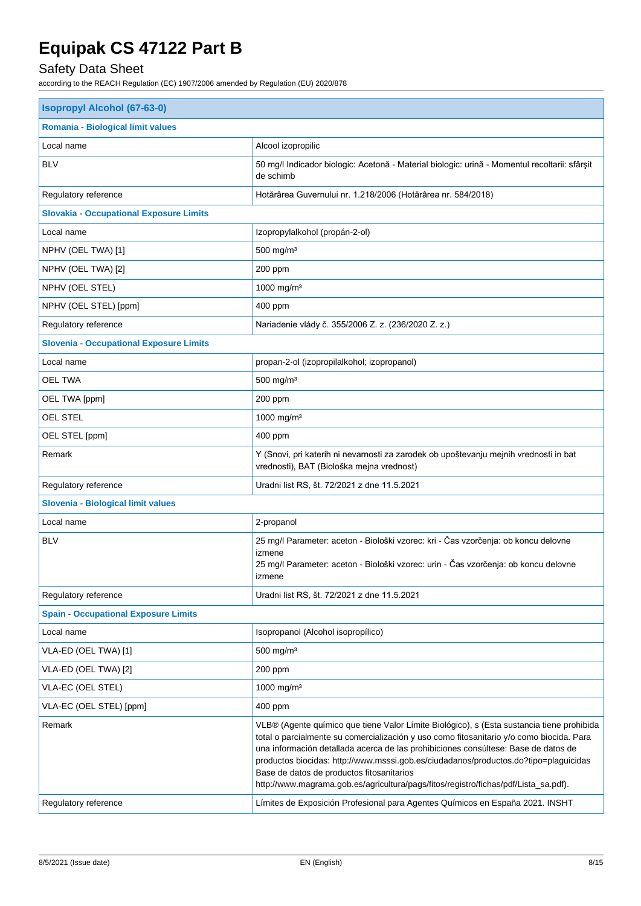| Isopropyl Alcohol (67-63-0) | |
|---|---|
| **Romania - Biological limit values** | |
| Local name | Alcool izopropilic |
| BLV | 50 mg/l Indicador biologic: Acetonă - Material biologic: urină - Momentul recoltarii: sfârşit de schimb |
| Regulatory reference | Hotărârea Guvernului nr. 1.218/2006 (Hotărârea nr. 584/2018) |
| **Slovakia - Occupational Exposure Limits** | |
| Local name | Izopropylalkohol (propán-2-ol) |
| NPHV (OEL TWA) [1] | 500 mg/m³ |
| NPHV (OEL TWA) [2] | 200 ppm |
| NPHV (OEL STEL) | 1000 mg/m³ |
| NPHV (OEL STEL) [ppm] | 400 ppm |
| Regulatory reference | Nariadenie vlády č. 355/2006 Z. z. (236/2020 Z. z.) |
| **Slovenia - Occupational Exposure Limits** | |
| Local name | propan-2-ol (izopropilalkohol; izopropanol) |
| OEL TWA | 500 mg/m³ |
| OEL TWA [ppm] | 200 ppm |
| OEL STEL | 1000 mg/m³ |
| OEL STEL [ppm] | 400 ppm |
| Remark | Y (Snovi, pri katerih ni nevarnosti za zarodek ob upoštevanju mejnih vrednosti in bat vrednosti), BAT (Biološka mejna vrednost) |
| Regulatory reference | Uradni list RS, št. 72/2021 z dne 11.5.2021 |
| **Slovenia - Biological limit values** | |
| Local name | 2-propanol |
| BLV | 25 mg/l Parameter: aceton - Biološki vzorec: kri - Čas vzorčenja: ob koncu delovne izmene<br>25 mg/l Parameter: aceton - Biološki vzorec: urin - Čas vzorčenja: ob koncu delovne izmene |
| Regulatory reference | Uradni list RS, št. 72/2021 z dne 11.5.2021 |
| **Spain - Occupational Exposure Limits** | |
| Local name | Isopropanol (Alcohol isopropílico) |
| VLA-ED (OEL TWA) [1] | 500 mg/m³ |
| VLA-ED (OEL TWA) [2] | 200 ppm |
| VLA-EC (OEL STEL) | 1000 mg/m³ |
| VLA-EC (OEL STEL) [ppm] | 400 ppm |
| Remark | VLB® (Agente químico que tiene Valor Límite Biológico), s (Esta sustancia tiene prohibida total o parcialmente su comercialización y uso como fitosanitario y/o como biocida. Para una información detallada acerca de las prohibiciones consúltese: Base de datos de productos biocidas: http://www.msssi.gob.es/ciudadanos/productos.do?tipo=plaguicidas Base de datos de productos fitosanitarios http://www.magrama.gob.es/agricultura/pags/fitos/registro/fichas/pdf/Lista_sa.pdf). |
| Regulatory reference | Límites de Exposición Profesional para Agentes Químicos en España 2021. INSHT |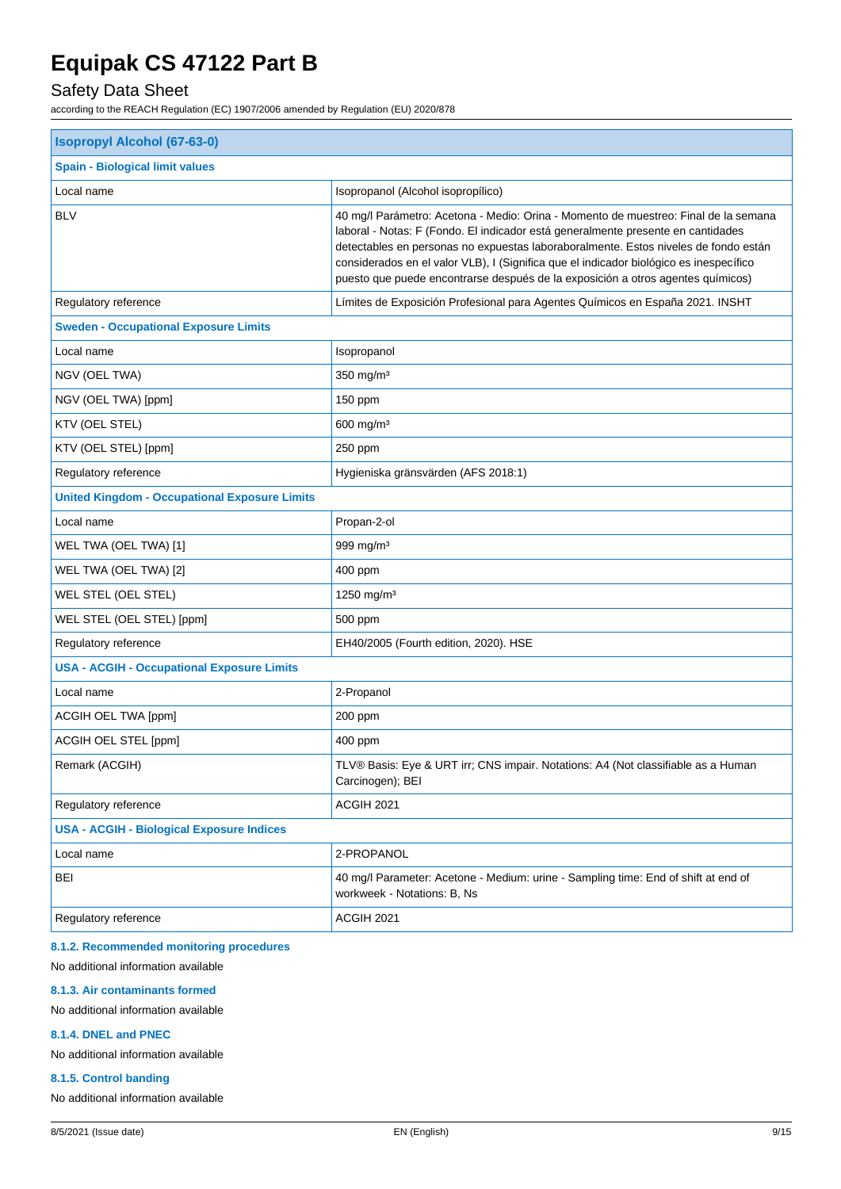| Isopropyl Alcohol (67-63-0) | |
|---|---|
| **Spain - Biological limit values** | |
| Local name | Isopropanol (Alcohol isopropílico) |
| BLV | 40 mg/l Parámetro: Acetona - Medio: Orina - Momento de muestreo: Final de la semana laboral - Notas: F (Fondo. El indicador está generalmente presente en cantidades detectables en personas no expuestas laboraboralmente. Estos niveles de fondo están considerados en el valor VLB), I (Significa que el indicador biológico es inespecífico puesto que puede encontrarse después de la exposición a otros agentes químicos) |
| Regulatory reference | Límites de Exposición Profesional para Agentes Químicos en España 2021. INSHT |
| **Sweden - Occupational Exposure Limits** | |
| Local name | Isopropanol |
| NGV (OEL TWA) | 350 mg/m³ |
| NGV (OEL TWA) [ppm] | 150 ppm |
| KTV (OEL STEL) | 600 mg/m³ |
| KTV (OEL STEL) [ppm] | 250 ppm |
| Regulatory reference | Hygieniska gränsvärden (AFS 2018:1) |
| **United Kingdom - Occupational Exposure Limits** | |
| Local name | Propan-2-ol |
| WEL TWA (OEL TWA) [1] | 999 mg/m³ |
| WEL TWA (OEL TWA) [2] | 400 ppm |
| WEL STEL (OEL STEL) | 1250 mg/m³ |
| WEL STEL (OEL STEL) [ppm] | 500 ppm |
| Regulatory reference | EH40/2005 (Fourth edition, 2020). HSE |
| **USA - ACGIH - Occupational Exposure Limits** | |
| Local name | 2-Propanol |
| ACGIH OEL TWA [ppm] | 200 ppm |
| ACGIH OEL STEL [ppm] | 400 ppm |
| Remark (ACGIH) | TLV® Basis: Eye & URT irr; CNS impair. Notations: A4 (Not classifiable as a Human Carcinogen); BEI |
| Regulatory reference | ACGIH 2021 |
| **USA - ACGIH - Biological Exposure Indices** | |
| Local name | 2-PROPANOL |
| BEI | 40 mg/l Parameter: Acetone - Medium: urine - Sampling time: End of shift at end of workweek - Notations: B, Ns |
| Regulatory reference | ACGIH 2021 |

#### 8.1.2. Recommended monitoring procedures

No additional information available

#### 8.1.3. Air contaminants formed

No additional information available

#### 8.1.4. DNEL and PNEC

No additional information available

#### 8.1.5. Control banding

No additional information available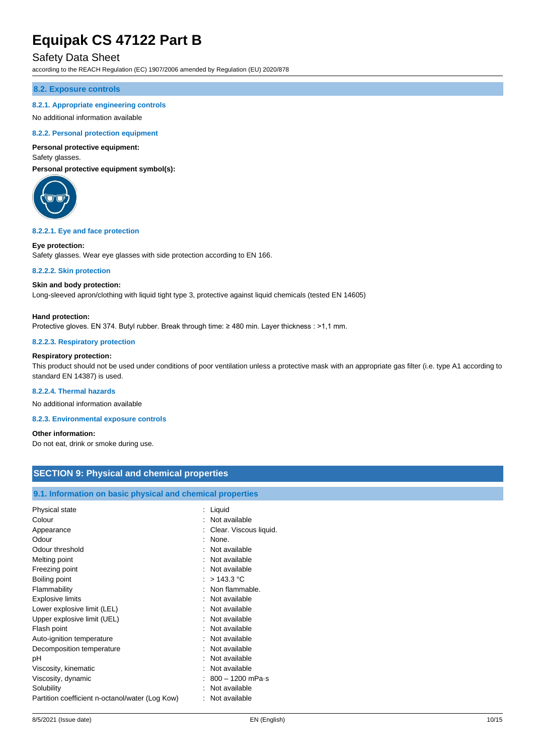### 8.2. Exposure controls

#### 8.2.1. Appropriate engineering controls

No additional information available

#### 8.2.2. Personal protection equipment

**Personal protective equipment:**

Safety glasses.

**Personal protective equipment symbol(s):**

##### 8.2.2.1. Eye and face protection

**Eye protection:**

Safety glasses. Wear eye glasses with side protection according to EN 166.

##### 8.2.2.2. Skin protection

**Skin and body protection:**

Long-sleeved apron/clothing with liquid tight type 3, protective against liquid chemicals (tested EN 14605)

**Hand protection:**

Protective gloves. EN 374. Butyl rubber. Break through time: ≥ 480 min. Layer thickness : >1,1 mm.

##### 8.2.2.3. Respiratory protection

**Respiratory protection:**

This product should not be used under conditions of poor ventilation unless a protective mask with an appropriate gas filter (i.e. type A1 according to standard EN 14387) is used.

##### 8.2.2.4. Thermal hazards

No additional information available

#### 8.2.3. Environmental exposure controls

**Other information:**

Do not eat, drink or smoke during use.

## SECTION 9: Physical and chemical properties

### 9.1. Information on basic physical and chemical properties

| | |
|---|---|
| Physical state | : Liquid |
| Colour | : Not available |
| Appearance | : Clear. Viscous liquid. |
| Odour | : None. |
| Odour threshold | : Not available |
| Melting point | : Not available |
| Freezing point | : Not available |
| Boiling point | : > 143.3 °C |
| Flammability | : Non flammable. |
| Explosive limits | : Not available |
| Lower explosive limit (LEL) | : Not available |
| Upper explosive limit (UEL) | : Not available |
| Flash point | : Not available |
| Auto-ignition temperature | : Not available |
| Decomposition temperature | : Not available |
| pH | : Not available |
| Viscosity, kinematic | : Not available |
| Viscosity, dynamic | : 800 – 1200 mPa·s |
| Solubility | : Not available |
| Partition coefficient n-octanol/water (Log Kow) | : Not available |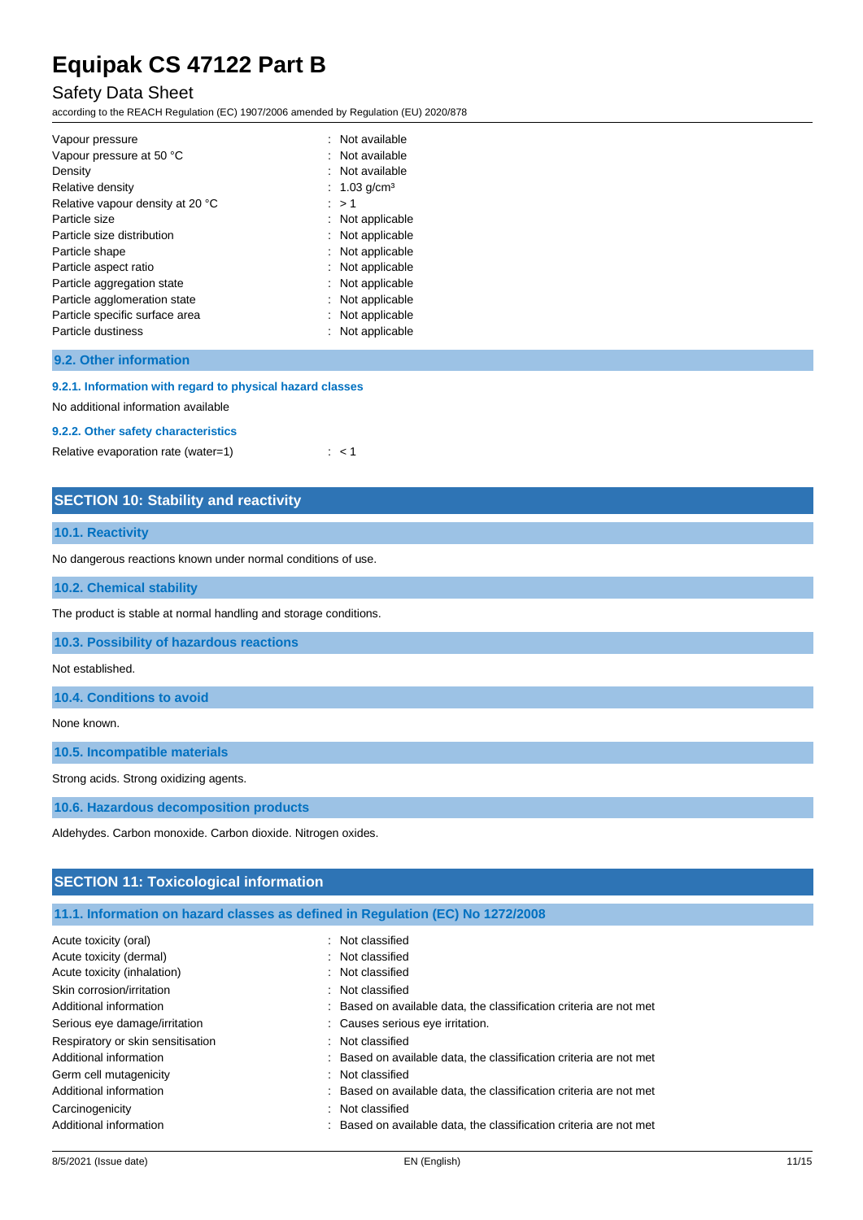| | |
|---|---|
| Vapour pressure | : Not available |
| Vapour pressure at 50 °C | : Not available |
| Density | : Not available |
| Relative density | : 1.03 g/cm³ |
| Relative vapour density at 20 °C | : > 1 |
| Particle size | : Not applicable |
| Particle size distribution | : Not applicable |
| Particle shape | : Not applicable |
| Particle aspect ratio | : Not applicable |
| Particle aggregation state | : Not applicable |
| Particle agglomeration state | : Not applicable |
| Particle specific surface area | : Not applicable |
| Particle dustiness | : Not applicable |

### 9.2. Other information

#### 9.2.1. Information with regard to physical hazard classes

No additional information available

#### 9.2.2. Other safety characteristics

| | |
|---|---|
| Relative evaporation rate (water=1) | : < 1 |

## SECTION 10: Stability and reactivity

### 10.1. Reactivity

No dangerous reactions known under normal conditions of use.

### 10.2. Chemical stability

The product is stable at normal handling and storage conditions.

### 10.3. Possibility of hazardous reactions

Not established.

### 10.4. Conditions to avoid

None known.

### 10.5. Incompatible materials

Strong acids. Strong oxidizing agents.

### 10.6. Hazardous decomposition products

Aldehydes. Carbon monoxide. Carbon dioxide. Nitrogen oxides.

## SECTION 11: Toxicological information

### 11.1. Information on hazard classes as defined in Regulation (EC) No 1272/2008

| | |
|---|---|
| Acute toxicity (oral) | : Not classified |
| Acute toxicity (dermal) | : Not classified |
| Acute toxicity (inhalation) | : Not classified |
| Skin corrosion/irritation | : Not classified |
| Additional information | : Based on available data, the classification criteria are not met |
| Serious eye damage/irritation | : Causes serious eye irritation. |
| Respiratory or skin sensitisation | : Not classified |
| Additional information | : Based on available data, the classification criteria are not met |
| Germ cell mutagenicity | : Not classified |
| Additional information | : Based on available data, the classification criteria are not met |
| Carcinogenicity | : Not classified |
| Additional information | : Based on available data, the classification criteria are not met |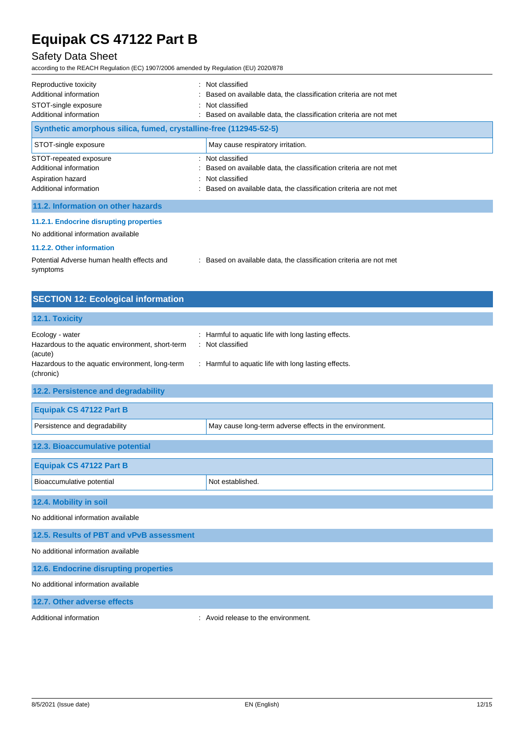Reproductive toxicity : Not classified
Additional information : Based on available data, the classification criteria are not met
STOT-single exposure : Not classified
Additional information : Based on available data, the classification criteria are not met

| Synthetic amorphous silica, fumed, crystalline-free (112945-52-5) | |
|---|---|
| STOT-single exposure | May cause respiratory irritation. |

STOT-repeated exposure : Not classified
Additional information : Based on available data, the classification criteria are not met
Aspiration hazard : Not classified
Additional information : Based on available data, the classification criteria are not met

### 11.2. Information on other hazards

#### 11.2.1. Endocrine disrupting properties

No additional information available

#### 11.2.2. Other information

Potential Adverse human health effects and symptoms : Based on available data, the classification criteria are not met

## SECTION 12: Ecological information

### 12.1. Toxicity

Ecology - water : Harmful to aquatic life with long lasting effects.
Hazardous to the aquatic environment, short-term (acute) : Not classified
Hazardous to the aquatic environment, long-term (chronic) : Harmful to aquatic life with long lasting effects.

### 12.2. Persistence and degradability

| Equipak CS 47122 Part B | |
|---|---|
| Persistence and degradability | May cause long-term adverse effects in the environment. |

### 12.3. Bioaccumulative potential

| Equipak CS 47122 Part B | |
|---|---|
| Bioaccumulative potential | Not established. |

### 12.4. Mobility in soil

No additional information available

### 12.5. Results of PBT and vPvB assessment

No additional information available

### 12.6. Endocrine disrupting properties

No additional information available

### 12.7. Other adverse effects

Additional information : Avoid release to the environment.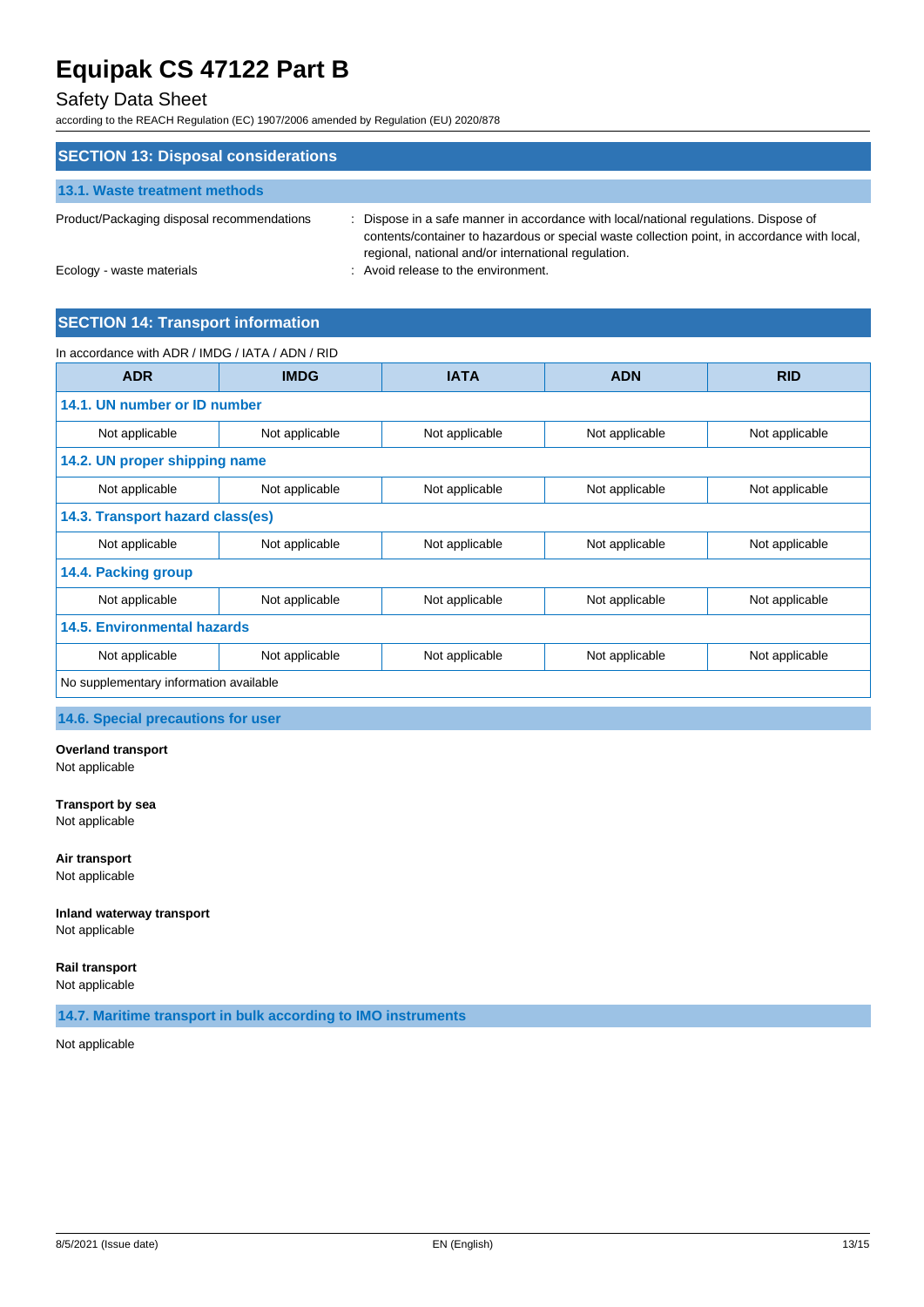## SECTION 13: Disposal considerations

### 13.1. Waste treatment methods

Product/Packaging disposal recommendations : Dispose in a safe manner in accordance with local/national regulations. Dispose of contents/container to hazardous or special waste collection point, in accordance with local, regional, national and/or international regulation.

Ecology - waste materials : Avoid release to the environment.

## SECTION 14: Transport information

In accordance with ADR / IMDG / IATA / ADN / RID

| ADR | IMDG | IATA | ADN | RID |
|---|---|---|---|---|
| **14.1. UN number or ID number** | | | | |
| Not applicable | Not applicable | Not applicable | Not applicable | Not applicable |
| **14.2. UN proper shipping name** | | | | |
| Not applicable | Not applicable | Not applicable | Not applicable | Not applicable |
| **14.3. Transport hazard class(es)** | | | | |
| Not applicable | Not applicable | Not applicable | Not applicable | Not applicable |
| **14.4. Packing group** | | | | |
| Not applicable | Not applicable | Not applicable | Not applicable | Not applicable |
| **14.5. Environmental hazards** | | | | |
| Not applicable | Not applicable | Not applicable | Not applicable | Not applicable |
| No supplementary information available | | | | |

### 14.6. Special precautions for user

**Overland transport**
Not applicable

**Transport by sea**
Not applicable

**Air transport**
Not applicable

**Inland waterway transport**
Not applicable

**Rail transport**
Not applicable

### 14.7. Maritime transport in bulk according to IMO instruments

Not applicable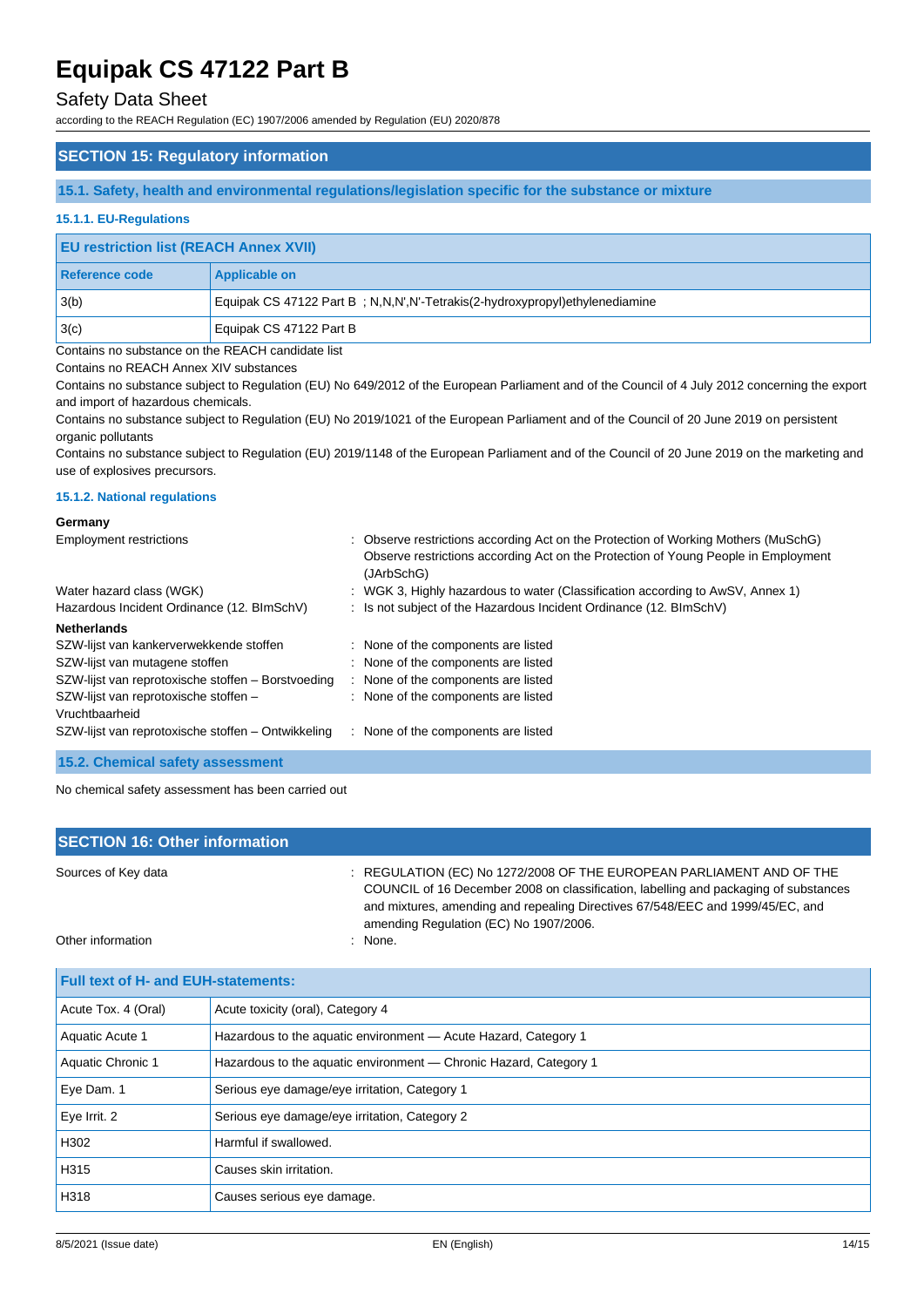## SECTION 15: Regulatory information

### 15.1. Safety, health and environmental regulations/legislation specific for the substance or mixture

#### 15.1.1. EU-Regulations

| EU restriction list (REACH Annex XVII) | |
|---|---|
| **Reference code** | **Applicable on** |
| 3(b) | Equipak CS 47122 Part B ; N,N,N',N'-Tetrakis(2-hydroxypropyl)ethylenediamine |
| 3(c) | Equipak CS 47122 Part B |

Contains no substance on the REACH candidate list

Contains no REACH Annex XIV substances

Contains no substance subject to Regulation (EU) No 649/2012 of the European Parliament and of the Council of 4 July 2012 concerning the export and import of hazardous chemicals.

Contains no substance subject to Regulation (EU) No 2019/1021 of the European Parliament and of the Council of 20 June 2019 on persistent organic pollutants

Contains no substance subject to Regulation (EU) 2019/1148 of the European Parliament and of the Council of 20 June 2019 on the marketing and use of explosives precursors.

#### 15.1.2. National regulations

**Germany**

Employment restrictions : Observe restrictions according Act on the Protection of Working Mothers (MuSchG)
Observe restrictions according Act on the Protection of Young People in Employment (JArbSchG)

Water hazard class (WGK) : WGK 3, Highly hazardous to water (Classification according to AwSV, Annex 1)

Hazardous Incident Ordinance (12. BImSchV) : Is not subject of the Hazardous Incident Ordinance (12. BImSchV)

**Netherlands**

SZW-lijst van kankerverwekkende stoffen : None of the components are listed

SZW-lijst van mutagene stoffen : None of the components are listed

SZW-lijst van reprotoxische stoffen – Borstvoeding : None of the components are listed

SZW-lijst van reprotoxische stoffen – Vruchtbaarheid : None of the components are listed

SZW-lijst van reprotoxische stoffen – Ontwikkeling : None of the components are listed

### 15.2. Chemical safety assessment

No chemical safety assessment has been carried out

## SECTION 16: Other information

Sources of Key data : REGULATION (EC) No 1272/2008 OF THE EUROPEAN PARLIAMENT AND OF THE COUNCIL of 16 December 2008 on classification, labelling and packaging of substances and mixtures, amending and repealing Directives 67/548/EEC and 1999/45/EC, and amending Regulation (EC) No 1907/2006.

Other information : None.

| Full text of H- and EUH-statements: | |
|---|---|
| Acute Tox. 4 (Oral) | Acute toxicity (oral), Category 4 |
| Aquatic Acute 1 | Hazardous to the aquatic environment — Acute Hazard, Category 1 |
| Aquatic Chronic 1 | Hazardous to the aquatic environment — Chronic Hazard, Category 1 |
| Eye Dam. 1 | Serious eye damage/eye irritation, Category 1 |
| Eye Irrit. 2 | Serious eye damage/eye irritation, Category 2 |
| H302 | Harmful if swallowed. |
| H315 | Causes skin irritation. |
| H318 | Causes serious eye damage. |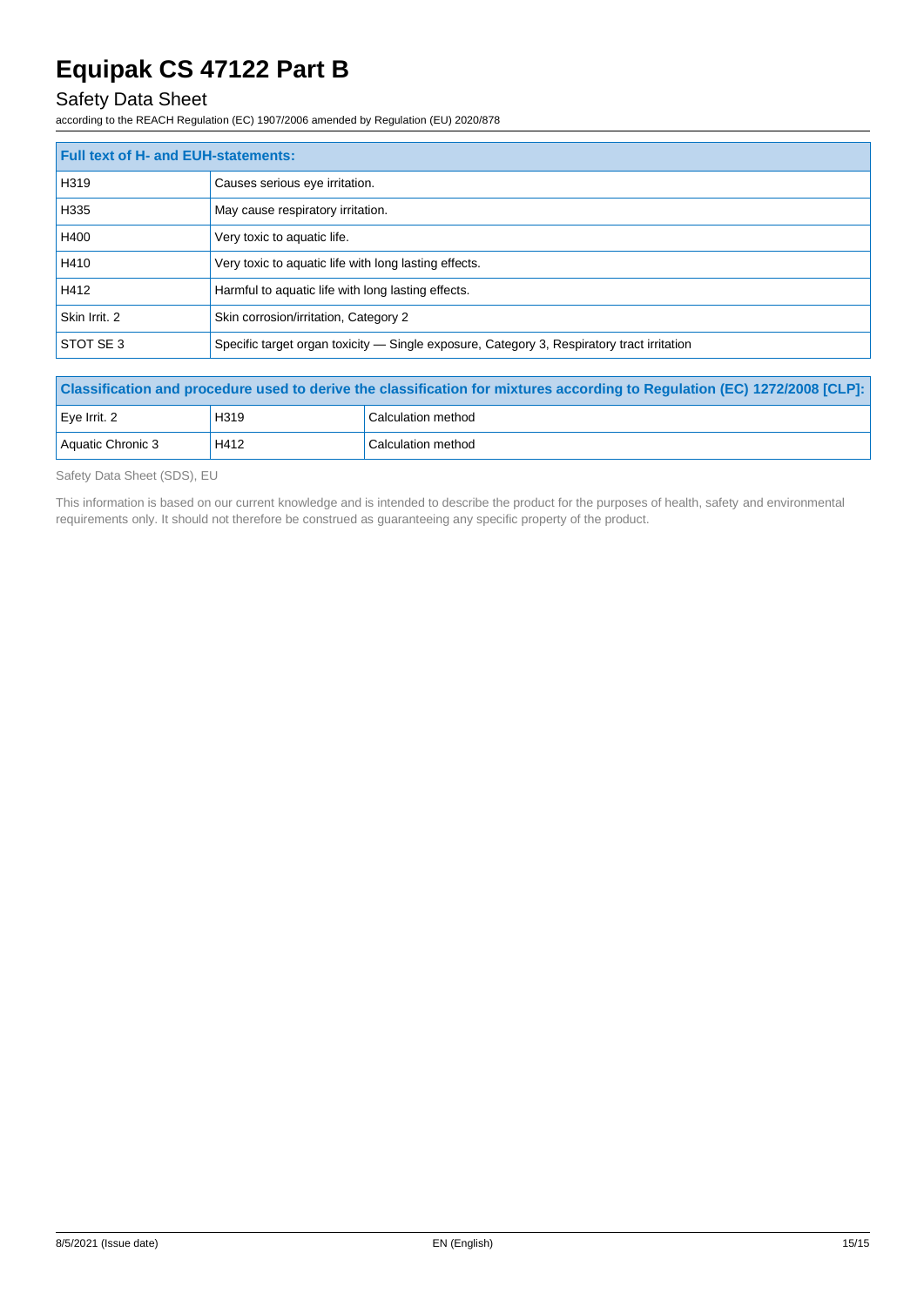| Full text of H- and EUH-statements: | |
|---|---|
| H319 | Causes serious eye irritation. |
| H335 | May cause respiratory irritation. |
| H400 | Very toxic to aquatic life. |
| H410 | Very toxic to aquatic life with long lasting effects. |
| H412 | Harmful to aquatic life with long lasting effects. |
| Skin Irrit. 2 | Skin corrosion/irritation, Category 2 |
| STOT SE 3 | Specific target organ toxicity — Single exposure, Category 3, Respiratory tract irritation |

| Classification and procedure used to derive the classification for mixtures according to Regulation (EC) 1272/2008 [CLP]: | | |
|---|---|---|
| Eye Irrit. 2 | H319 | Calculation method |
| Aquatic Chronic 3 | H412 | Calculation method |

Safety Data Sheet (SDS), EU

This information is based on our current knowledge and is intended to describe the product for the purposes of health, safety and environmental requirements only. It should not therefore be construed as guaranteeing any specific property of the product.